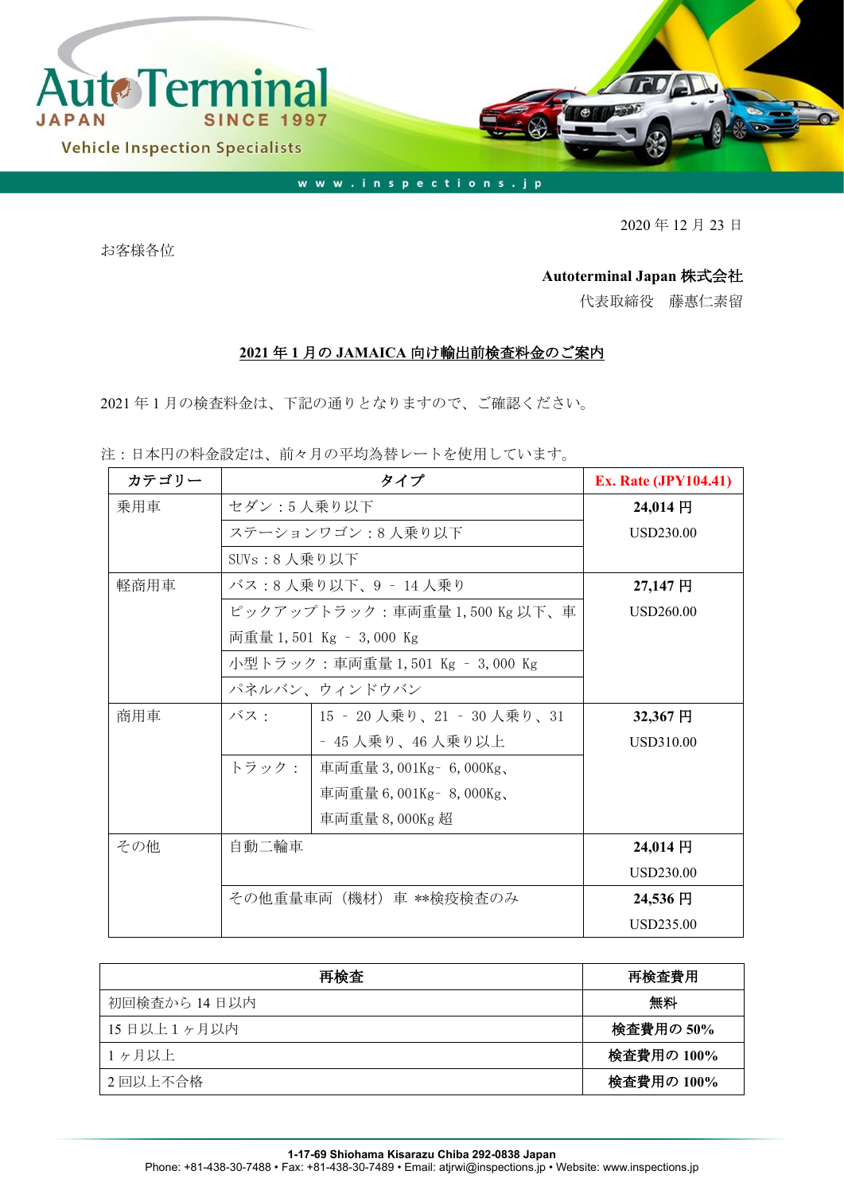AutoTerminal JAPAN SINCE 1997

Vehicle Inspection Specialists

www.inspections.jp

2020 年 12 月 23 日

お客様各位

**Autoterminal Japan 株式会社**

代表取締役　藤惠仁素留

## 2021 年 1 月の JAMAICA 向け輸出前検査料金のご案内

2021 年 1 月の検査料金は、下記の通りとなりますので、ご確認ください。

注：日本円の料金設定は、前々月の平均為替レートを使用しています。

| カテゴリー | タイプ | | Ex. Rate (JPY104.41) |
|---|---|---|---|
| 乗用車 | セダン：5 人乗り以下 | | **24,014 円** USD230.00 |
| | ステーションワゴン：8 人乗り以下 | | |
| | SUVs：8 人乗り以下 | | |
| 軽商用車 | バス：8 人乗り以下、9 – 14 人乗り | | **27,147 円** USD260.00 |
| | ピックアップトラック：車両重量 1,500 Kg 以下、車両重量 1,501 Kg – 3,000 Kg | | |
| | 小型トラック：車両重量 1,501 Kg – 3,000 Kg | | |
| | パネルバン、ウィンドウバン | | |
| 商用車 | バス： | 15 – 20 人乗り、21 – 30 人乗り、31 – 45 人乗り、46 人乗り以上 | **32,367 円** USD310.00 |
| | トラック： | 車両重量 3,001Kg– 6,000Kg、車両重量 6,001Kg– 8,000Kg、車両重量 8,000Kg 超 | |
| その他 | 自動二輪車 | | **24,014 円** USD230.00 |
| | その他重量車両（機材）車 **検疫検査のみ | | **24,536 円** USD235.00 |

| 再検査 | 再検査費用 |
|---|---|
| 初回検査から 14 日以内 | **無料** |
| 15 日以上 1 ヶ月以内 | **検査費用の 50%** |
| 1 ヶ月以上 | **検査費用の 100%** |
| 2 回以上不合格 | **検査費用の 100%** |

**1-17-69 Shiohama Kisarazu Chiba 292-0838 Japan**
Phone: +81-438-30-7488 • Fax: +81-438-30-7489 • Email: atjrwi@inspections.jp • Website: www.inspections.jp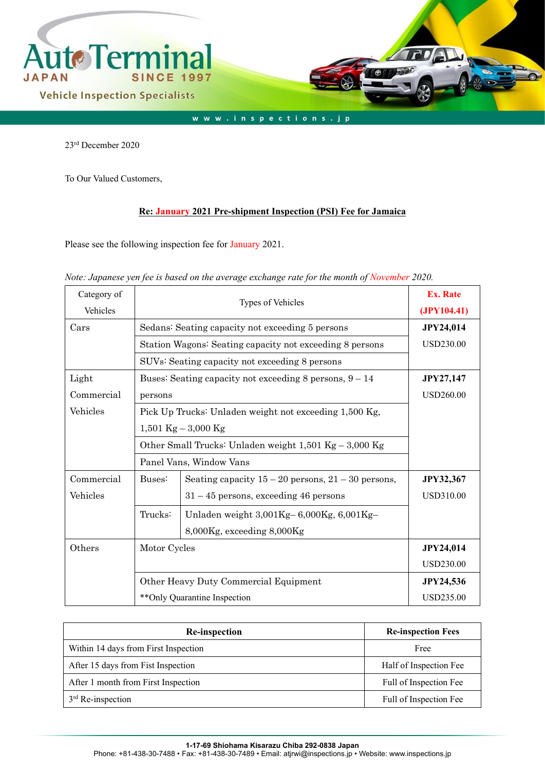# AutoTerminal JAPAN SINCE 1997

Vehicle Inspection Specialists

www.inspections.jp

23rd December 2020

To Our Valued Customers,

**Re: January 2021 Pre-shipment Inspection (PSI) Fee for Jamaica**

Please see the following inspection fee for January 2021.

*Note: Japanese yen fee is based on the average exchange rate for the month of November 2020.*

| Category of Vehicles | Types of Vehicles | | Ex. Rate (JPY104.41) |
|---|---|---|---|
| Cars | Sedans: Seating capacity not exceeding 5 persons | | **JPY24,014** USD230.00 |
| | Station Wagons: Seating capacity not exceeding 8 persons | | |
| | SUVs: Seating capacity not exceeding 8 persons | | |
| Light Commercial Vehicles | Buses: Seating capacity not exceeding 8 persons, 9 – 14 persons | | **JPY27,147** USD260.00 |
| | Pick Up Trucks: Unladen weight not exceeding 1,500 Kg, 1,501 Kg – 3,000 Kg | | |
| | Other Small Trucks: Unladen weight 1,501 Kg – 3,000 Kg | | |
| | Panel Vans, Window Vans | | |
| Commercial Vehicles | Buses: | Seating capacity 15 – 20 persons, 21 – 30 persons, 31 – 45 persons, exceeding 46 persons | **JPY32,367** USD310.00 |
| | Trucks: | Unladen weight 3,001Kg– 6,000Kg, 6,001Kg– 8,000Kg, exceeding 8,000Kg | |
| Others | Motor Cycles | | **JPY24,014** USD230.00 |
| | Other Heavy Duty Commercial Equipment **Only Quarantine Inspection | | **JPY24,536** USD235.00 |

| Re-inspection | Re-inspection Fees |
|---|---|
| Within 14 days from First Inspection | Free |
| After 15 days from Fist Inspection | Half of Inspection Fee |
| After 1 month from First Inspection | Full of Inspection Fee |
| 3rd Re-inspection | Full of Inspection Fee |

**1-17-69 Shiohama Kisarazu Chiba 292-0838 Japan**
Phone: +81-438-30-7488 • Fax: +81-438-30-7489 • Email: atjrwi@inspections.jp • Website: www.inspections.jp